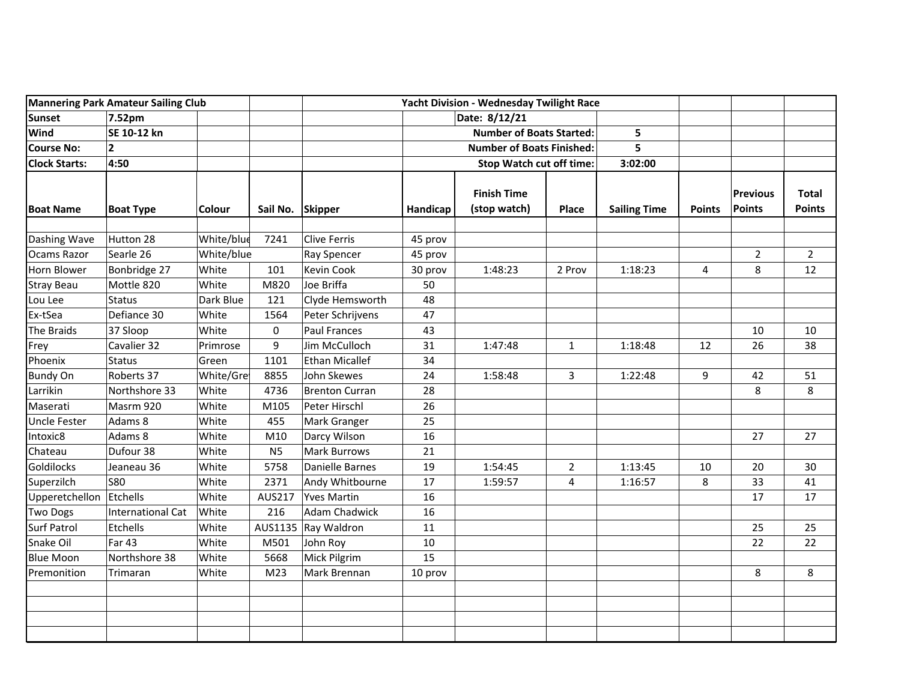| Mannering Park Amateur Sailing Club | | | | | Yacht Division - Wednesday Twilight Race | | | | | | |
|---|---|---|---|---|---|---|---|---|---|---|---|
| Sunset | 7.52pm | | | | | Date: 8/12/21 | | | | | |
| Wind | SE 10-12 kn | | | | | Number of Boats Started: | | 5 | | | |
| Course No: | 2 | | | | | Number of Boats Finished: | | 5 | | | |
| Clock Starts: | 4:50 | | | | | Stop Watch cut off time: | | 3:02:00 | | | |
| **Boat Name** | **Boat Type** | **Colour** | **Sail No.** | **Skipper** | **Handicap** | **Finish Time (stop watch)** | **Place** | **Sailing Time** | **Points** | **Previous Points** | **Total Points** |
| | | | | | | | | | | | |
| Dashing Wave | Hutton 28 | White/blue | 7241 | Clive Ferris | 45 prov | | | | | | |
| Ocams Razor | Searle 26 | White/blue | | Ray Spencer | 45 prov | | | | | 2 | 2 |
| Horn Blower | Bonbridge 27 | White | 101 | Kevin Cook | 30 prov | 1:48:23 | 2 Prov | 1:18:23 | 4 | 8 | 12 |
| Stray Beau | Mottle 820 | White | M820 | Joe Briffa | 50 | | | | | | |
| Lou Lee | Status | Dark Blue | 121 | Clyde Hemsworth | 48 | | | | | | |
| Ex-tSea | Defiance 30 | White | 1564 | Peter Schrijvens | 47 | | | | | | |
| The Braids | 37 Sloop | White | 0 | Paul Frances | 43 | | | | | 10 | 10 |
| Frey | Cavalier 32 | Primrose | 9 | Jim McCulloch | 31 | 1:47:48 | 1 | 1:18:48 | 12 | 26 | 38 |
| Phoenix | Status | Green | 1101 | Ethan Micallef | 34 | | | | | | |
| Bundy On | Roberts 37 | White/Grey | 8855 | John Skewes | 24 | 1:58:48 | 3 | 1:22:48 | 9 | 42 | 51 |
| Larrikin | Northshore 33 | White | 4736 | Brenton Curran | 28 | | | | | 8 | 8 |
| Maserati | Masrm 920 | White | M105 | Peter Hirschl | 26 | | | | | | |
| Uncle Fester | Adams 8 | White | 455 | Mark Granger | 25 | | | | | | |
| Intoxic8 | Adams 8 | White | M10 | Darcy Wilson | 16 | | | | | 27 | 27 |
| Chateau | Dufour 38 | White | N5 | Mark Burrows | 21 | | | | | | |
| Goldilocks | Jeaneau 36 | White | 5758 | Danielle Barnes | 19 | 1:54:45 | 2 | 1:13:45 | 10 | 20 | 30 |
| Superzilch | S80 | White | 2371 | Andy Whitbourne | 17 | 1:59:57 | 4 | 1:16:57 | 8 | 33 | 41 |
| Upperetchellon | Etchells | White | AUS217 | Yves Martin | 16 | | | | | 17 | 17 |
| Two Dogs | International Cat | White | 216 | Adam Chadwick | 16 | | | | | | |
| Surf Patrol | Etchells | White | AUS1135 | Ray Waldron | 11 | | | | | 25 | 25 |
| Snake Oil | Far 43 | White | M501 | John Roy | 10 | | | | | 22 | 22 |
| Blue Moon | Northshore 38 | White | 5668 | Mick Pilgrim | 15 | | | | | | |
| Premonition | Trimaran | White | M23 | Mark Brennan | 10 prov | | | | | 8 | 8 |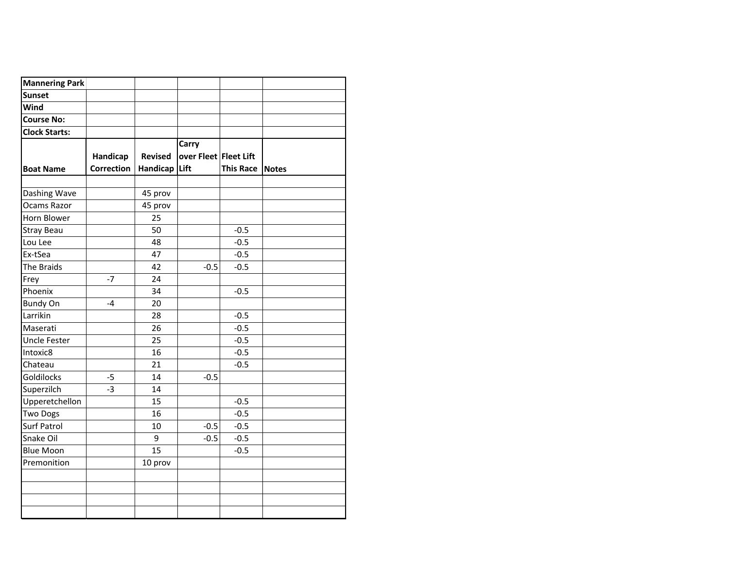| | | | | | |
|---|---|---|---|---|---|
| **Mannering Park** | | | | | |
| **Sunset** | | | | | |
| **Wind** | | | | | |
| **Course No:** | | | | | |
| **Clock Starts:** | | | | | |
| **Boat Name** | **Handicap Correction** | **Revised Handicap** | **Carry over Fleet Lift** | **Fleet Lift This Race** | **Notes** |
| | | | | | |
| Dashing Wave | | 45 prov | | | |
| Ocams Razor | | 45 prov | | | |
| Horn Blower | | 25 | | | |
| Stray Beau | | 50 | | -0.5 | |
| Lou Lee | | 48 | | -0.5 | |
| Ex-tSea | | 47 | | -0.5 | |
| The Braids | | 42 | -0.5 | -0.5 | |
| Frey | -7 | 24 | | | |
| Phoenix | | 34 | | -0.5 | |
| Bundy On | -4 | 20 | | | |
| Larrikin | | 28 | | -0.5 | |
| Maserati | | 26 | | -0.5 | |
| Uncle Fester | | 25 | | -0.5 | |
| Intoxic8 | | 16 | | -0.5 | |
| Chateau | | 21 | | -0.5 | |
| Goldilocks | -5 | 14 | -0.5 | | |
| Superzilch | -3 | 14 | | | |
| Upperetchellon | | 15 | | -0.5 | |
| Two Dogs | | 16 | | -0.5 | |
| Surf Patrol | | 10 | -0.5 | -0.5 | |
| Snake Oil | | 9 | -0.5 | -0.5 | |
| Blue Moon | | 15 | | -0.5 | |
| Premonition | | 10 prov | | | |
| | | | | | |
| | | | | | |
| | | | | | |
| | | | | | |